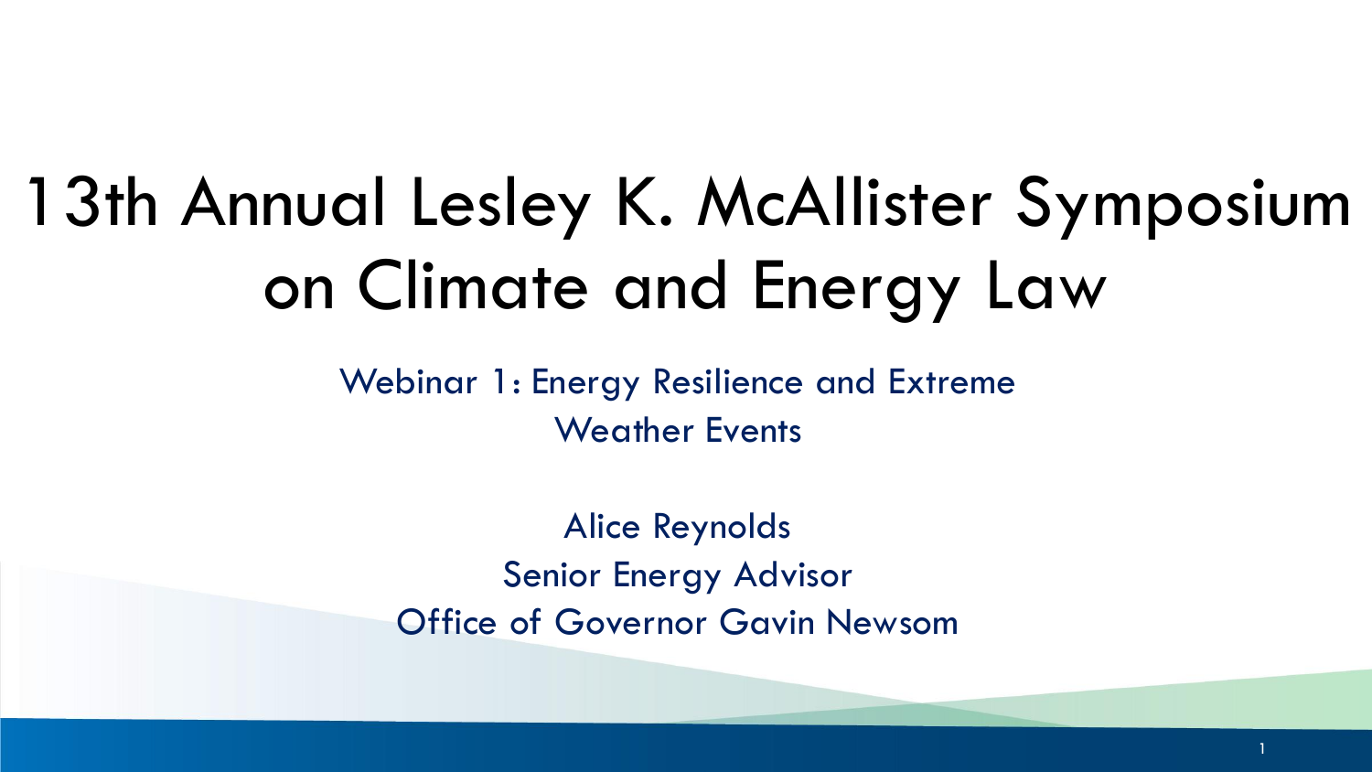# 13th Annual Lesley K. McAllister Symposium on Climate and Energy Law

Webinar 1: Energy Resilience and Extreme Weather Events

Alice Reynolds
Senior Energy Advisor
Office of Governor Gavin Newsom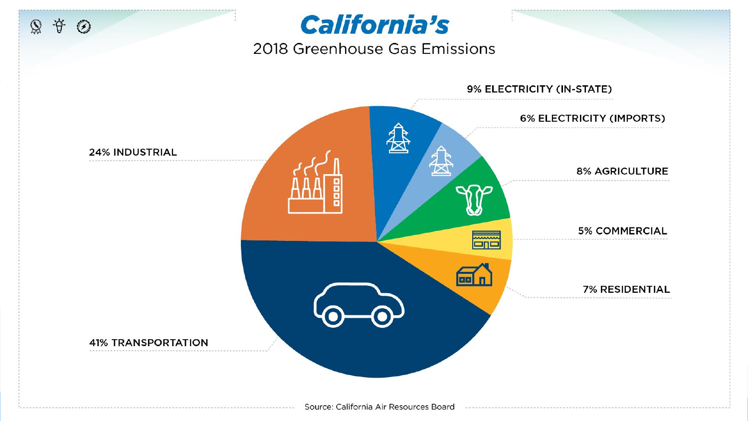# California's

## 2018 Greenhouse Gas Emissions

- 9% ELECTRICITY (IN-STATE)
- 6% ELECTRICITY (IMPORTS)
- 8% AGRICULTURE
- 5% COMMERCIAL
- 7% RESIDENTIAL
- 41% TRANSPORTATION
- 24% INDUSTRIAL

Source: California Air Resources Board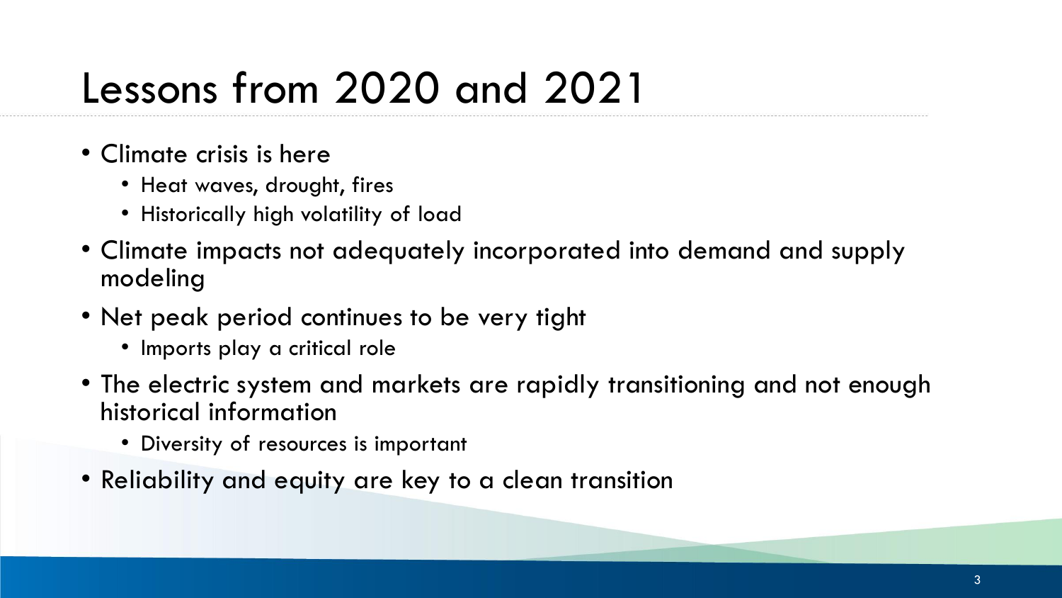# Lessons from 2020 and 2021

- Climate crisis is here
  - Heat waves, drought, fires
  - Historically high volatility of load
- Climate impacts not adequately incorporated into demand and supply modeling
- Net peak period continues to be very tight
  - Imports play a critical role
- The electric system and markets are rapidly transitioning and not enough historical information
  - Diversity of resources is important
- Reliability and equity are key to a clean transition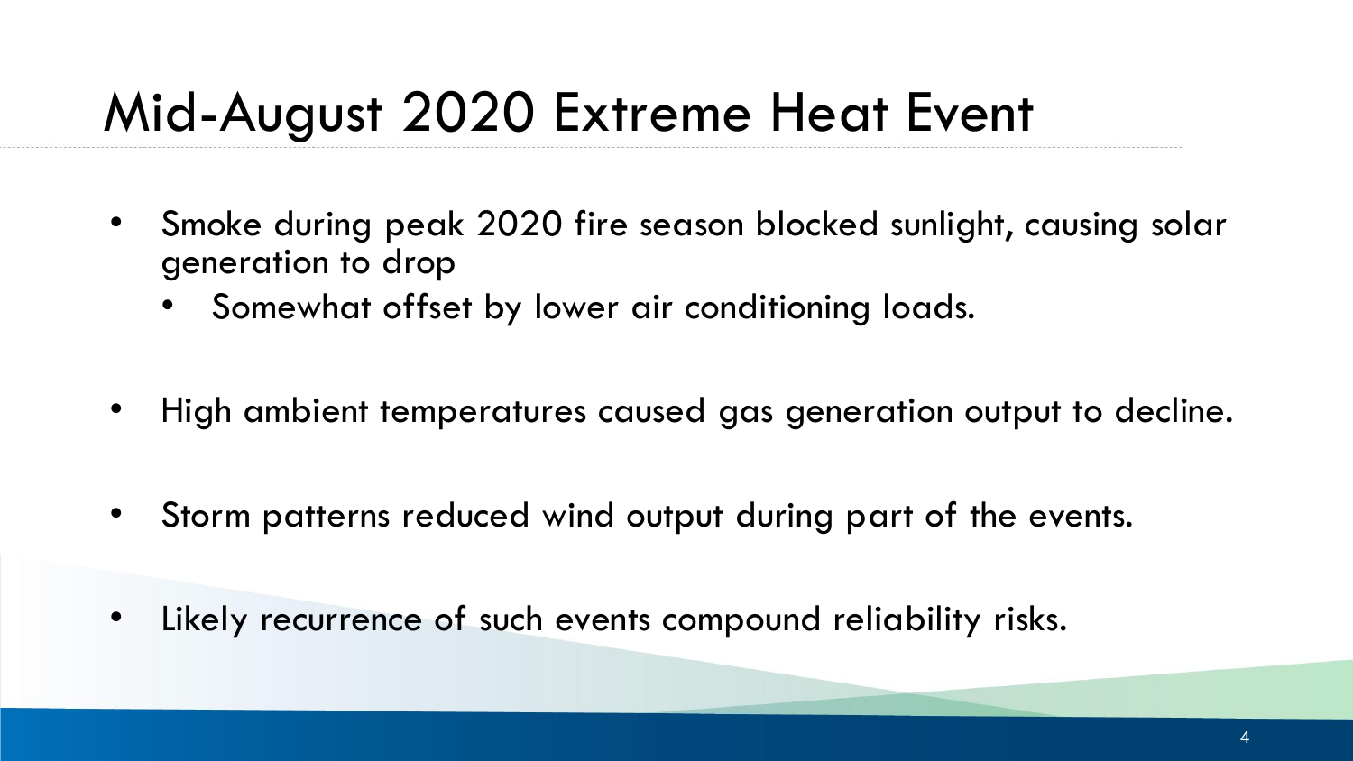# Mid-August 2020 Extreme Heat Event

- Smoke during peak 2020 fire season blocked sunlight, causing solar generation to drop
  - Somewhat offset by lower air conditioning loads.
- High ambient temperatures caused gas generation output to decline.
- Storm patterns reduced wind output during part of the events.
- Likely recurrence of such events compound reliability risks.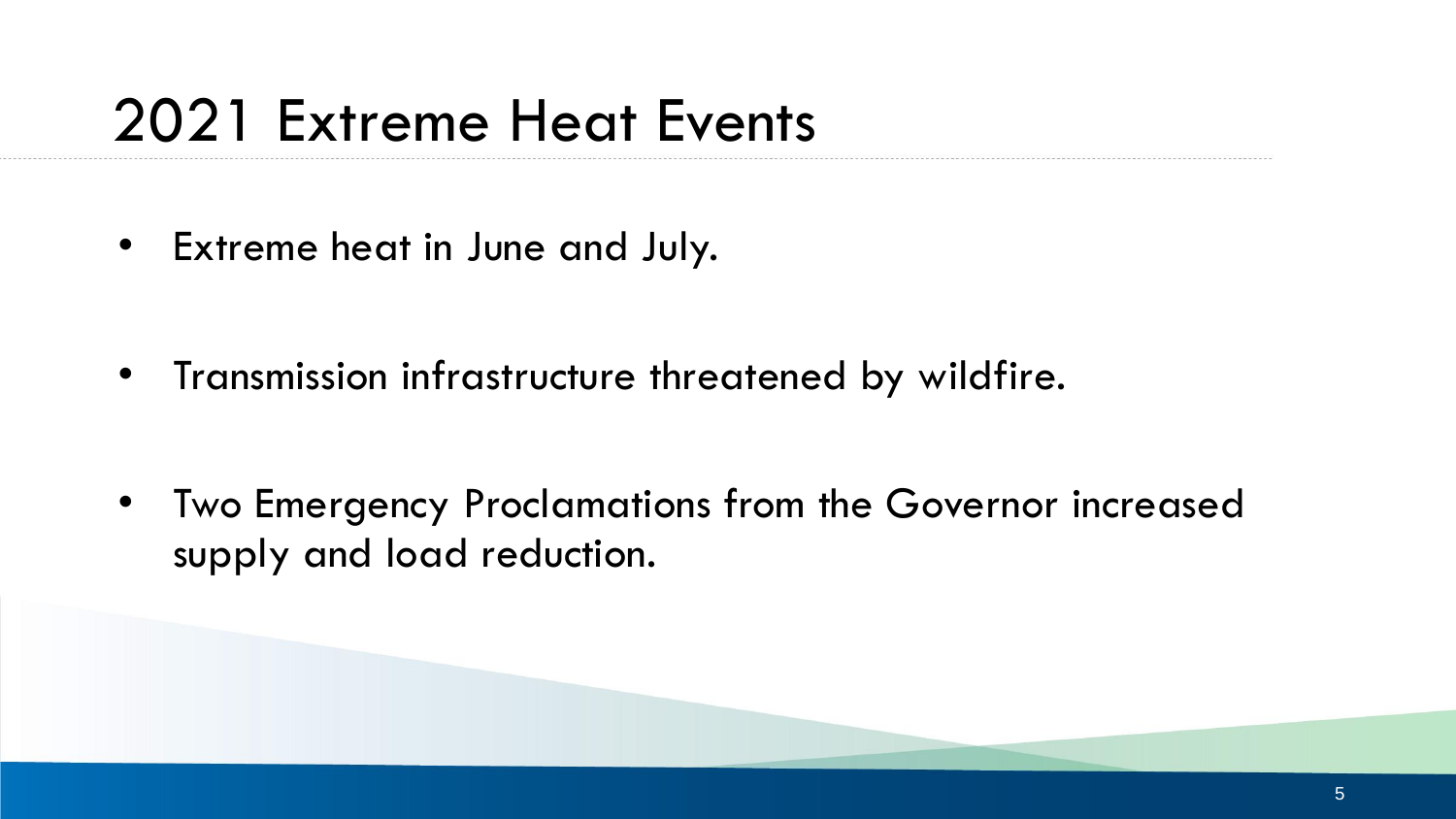# 2021 Extreme Heat Events

- Extreme heat in June and July.
- Transmission infrastructure threatened by wildfire.
- Two Emergency Proclamations from the Governor increased supply and load reduction.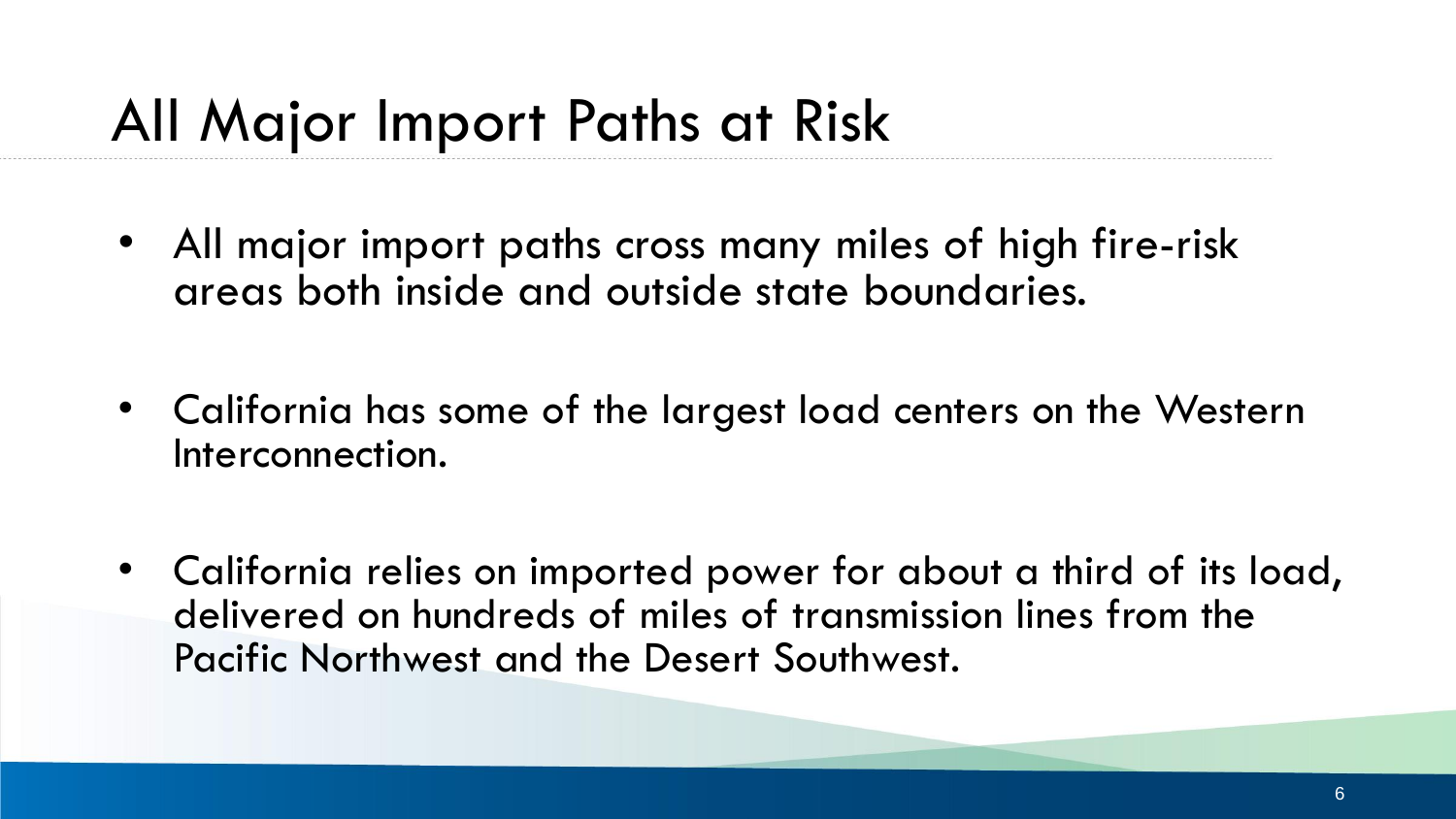# All Major Import Paths at Risk

- All major import paths cross many miles of high fire-risk areas both inside and outside state boundaries.
- California has some of the largest load centers on the Western Interconnection.
- California relies on imported power for about a third of its load, delivered on hundreds of miles of transmission lines from the Pacific Northwest and the Desert Southwest.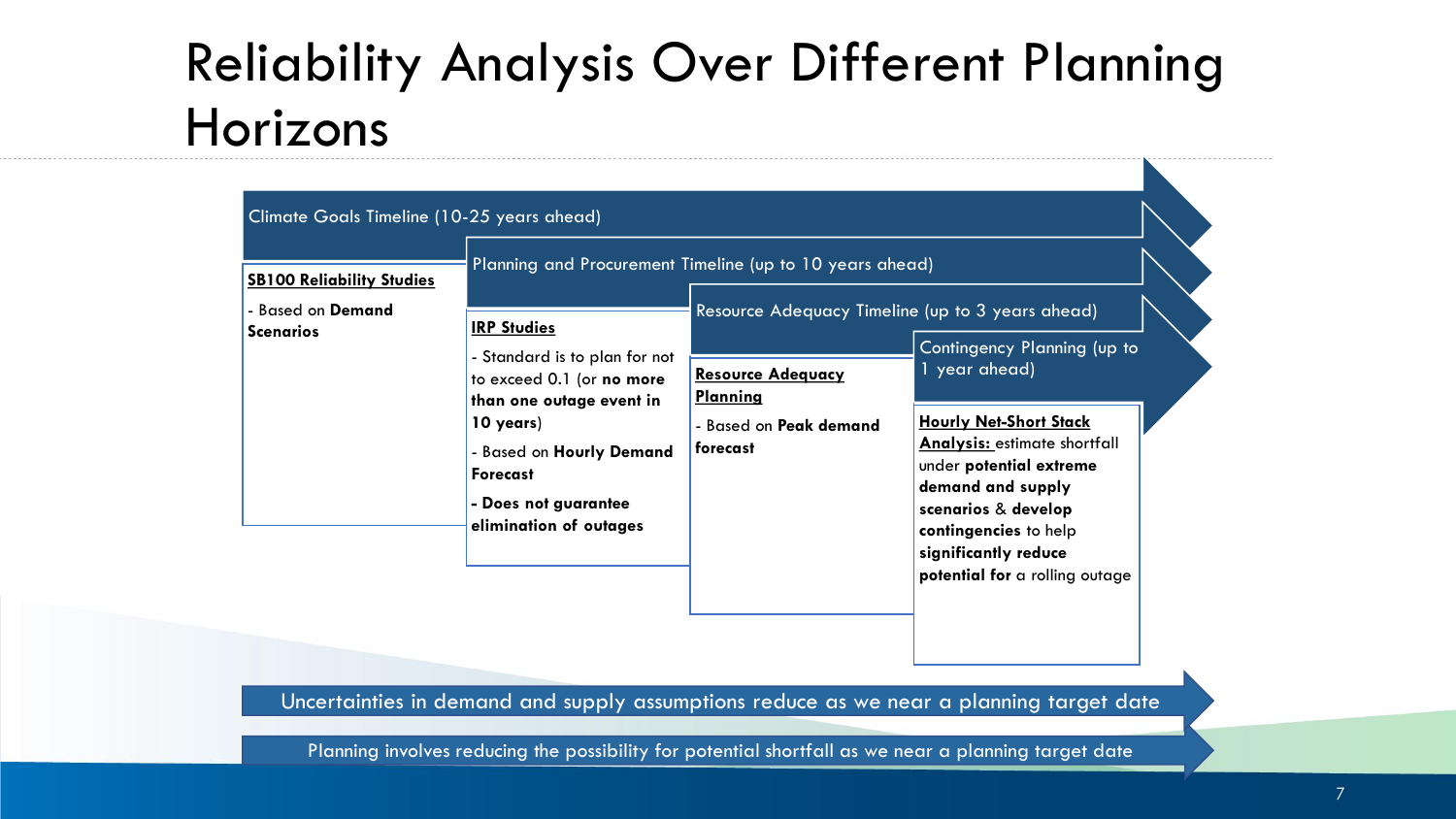# Reliability Analysis Over Different Planning Horizons

Climate Goals Timeline (10-25 years ahead)

**SB100 Reliability Studies**

- Based on **Demand Scenarios**

Planning and Procurement Timeline (up to 10 years ahead)

**IRP Studies**

- Standard is to plan for not to exceed 0.1 (or **no more than one outage event in 10 years**)
- Based on **Hourly Demand Forecast**
- **Does not guarantee elimination of outages**

Resource Adequacy Timeline (up to 3 years ahead)

**Resource Adequacy Planning**

- Based on **Peak demand forecast**

Contingency Planning (up to 1 year ahead)

**Hourly Net-Short Stack Analysis:** estimate shortfall under **potential extreme demand and supply scenarios** & **develop contingencies** to help **significantly reduce potential for** a rolling outage

Uncertainties in demand and supply assumptions reduce as we near a planning target date

Planning involves reducing the possibility for potential shortfall as we near a planning target date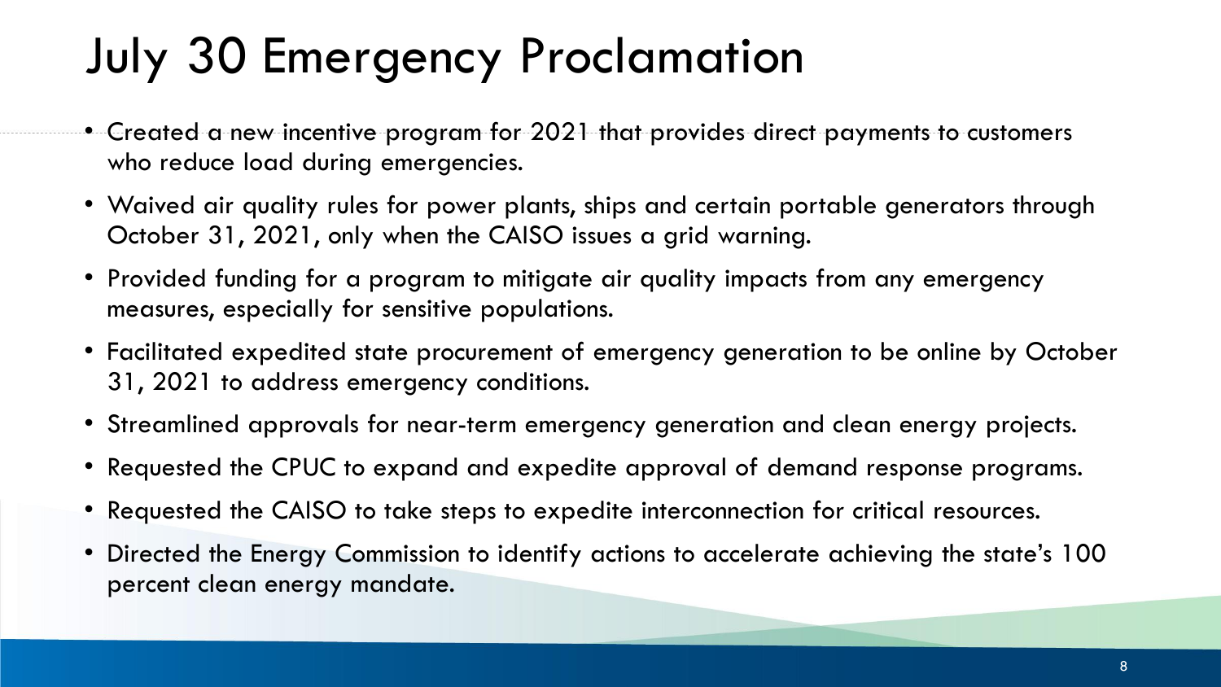# July 30 Emergency Proclamation

- Created a new incentive program for 2021 that provides direct payments to customers who reduce load during emergencies.
- Waived air quality rules for power plants, ships and certain portable generators through October 31, 2021, only when the CAISO issues a grid warning.
- Provided funding for a program to mitigate air quality impacts from any emergency measures, especially for sensitive populations.
- Facilitated expedited state procurement of emergency generation to be online by October 31, 2021 to address emergency conditions.
- Streamlined approvals for near-term emergency generation and clean energy projects.
- Requested the CPUC to expand and expedite approval of demand response programs.
- Requested the CAISO to take steps to expedite interconnection for critical resources.
- Directed the Energy Commission to identify actions to accelerate achieving the state's 100 percent clean energy mandate.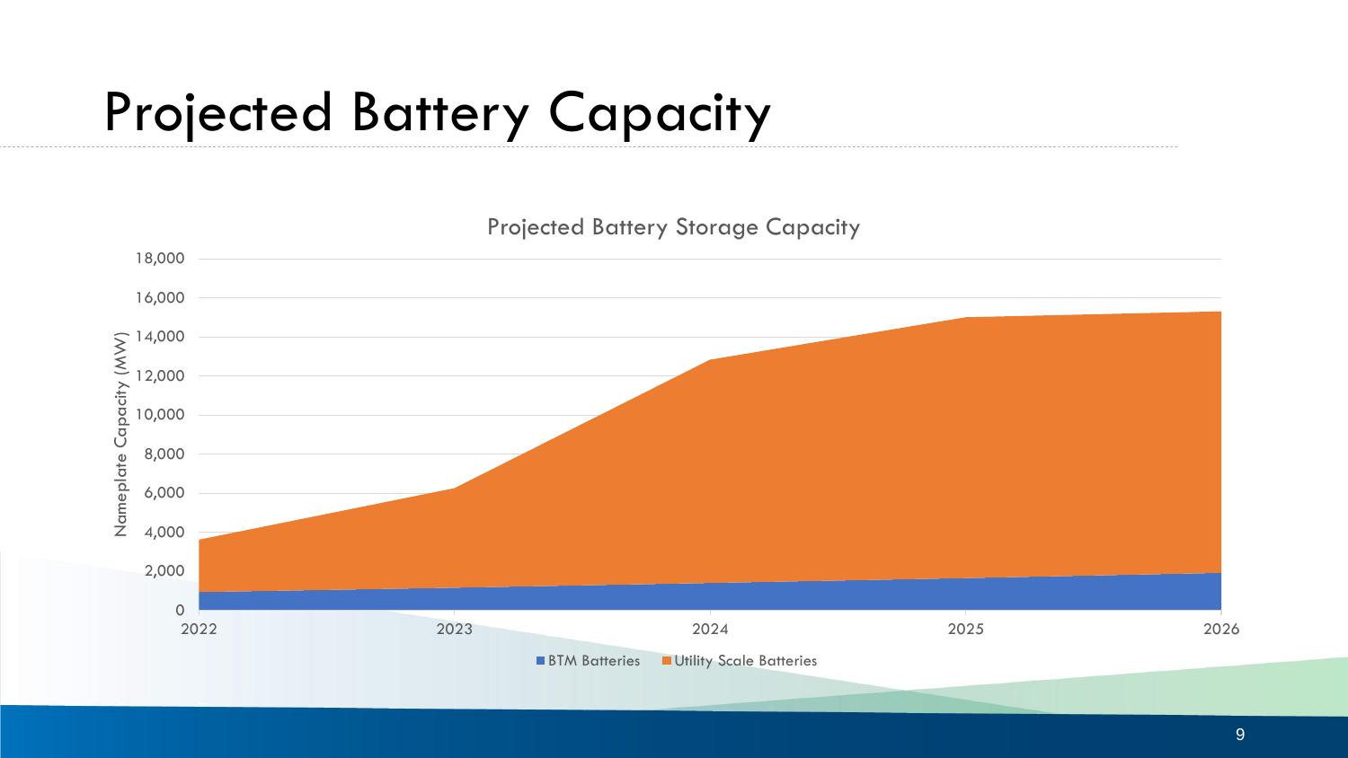# Projected Battery Capacity

Projected Battery Storage Capacity

Nameplate Capacity (MW)

18,000
16,000
14,000
12,000
10,000
8,000
6,000
4,000
2,000
0

2022 2023 2024 2025 2026

BTM Batteries   Utility Scale Batteries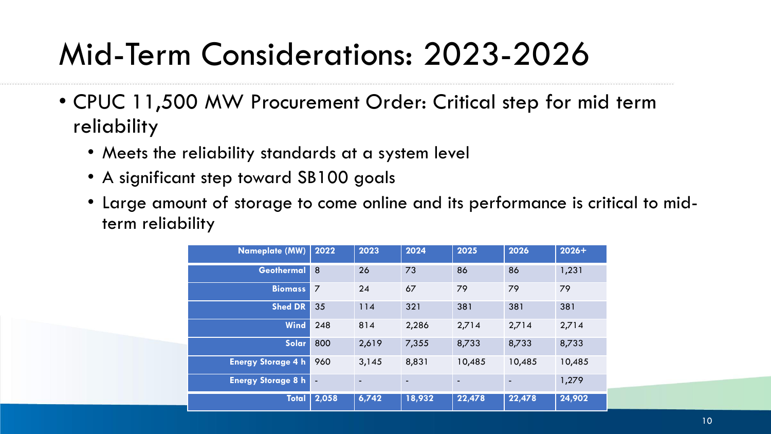# Mid-Term Considerations: 2023-2026

- CPUC 11,500 MW Procurement Order: Critical step for mid term reliability
  - Meets the reliability standards at a system level
  - A significant step toward SB100 goals
  - Large amount of storage to come online and its performance is critical to mid-term reliability

| Nameplate (MW) | 2022 | 2023 | 2024 | 2025 | 2026 | 2026+ |
|---|---|---|---|---|---|---|
| Geothermal | 8 | 26 | 73 | 86 | 86 | 1,231 |
| Biomass | 7 | 24 | 67 | 79 | 79 | 79 |
| Shed DR | 35 | 114 | 321 | 381 | 381 | 381 |
| Wind | 248 | 814 | 2,286 | 2,714 | 2,714 | 2,714 |
| Solar | 800 | 2,619 | 7,355 | 8,733 | 8,733 | 8,733 |
| Energy Storage 4 h | 960 | 3,145 | 8,831 | 10,485 | 10,485 | 10,485 |
| Energy Storage 8 h | - | - | - | - | - | 1,279 |
| **Total** | **2,058** | **6,742** | **18,932** | **22,478** | **22,478** | **24,902** |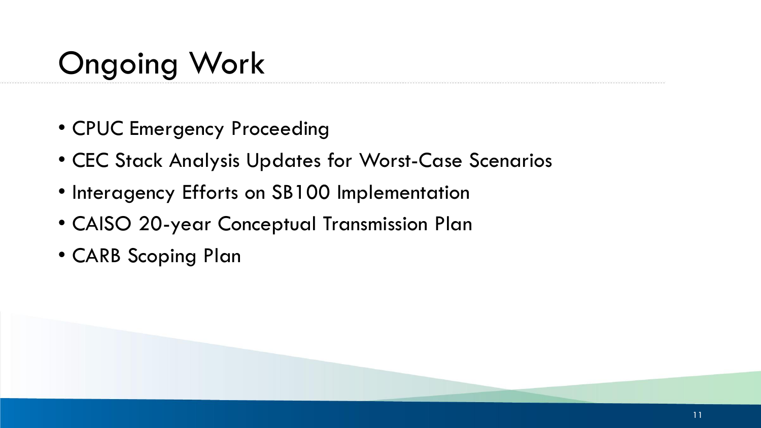# Ongoing Work

- CPUC Emergency Proceeding
- CEC Stack Analysis Updates for Worst-Case Scenarios
- Interagency Efforts on SB100 Implementation
- CAISO 20-year Conceptual Transmission Plan
- CARB Scoping Plan